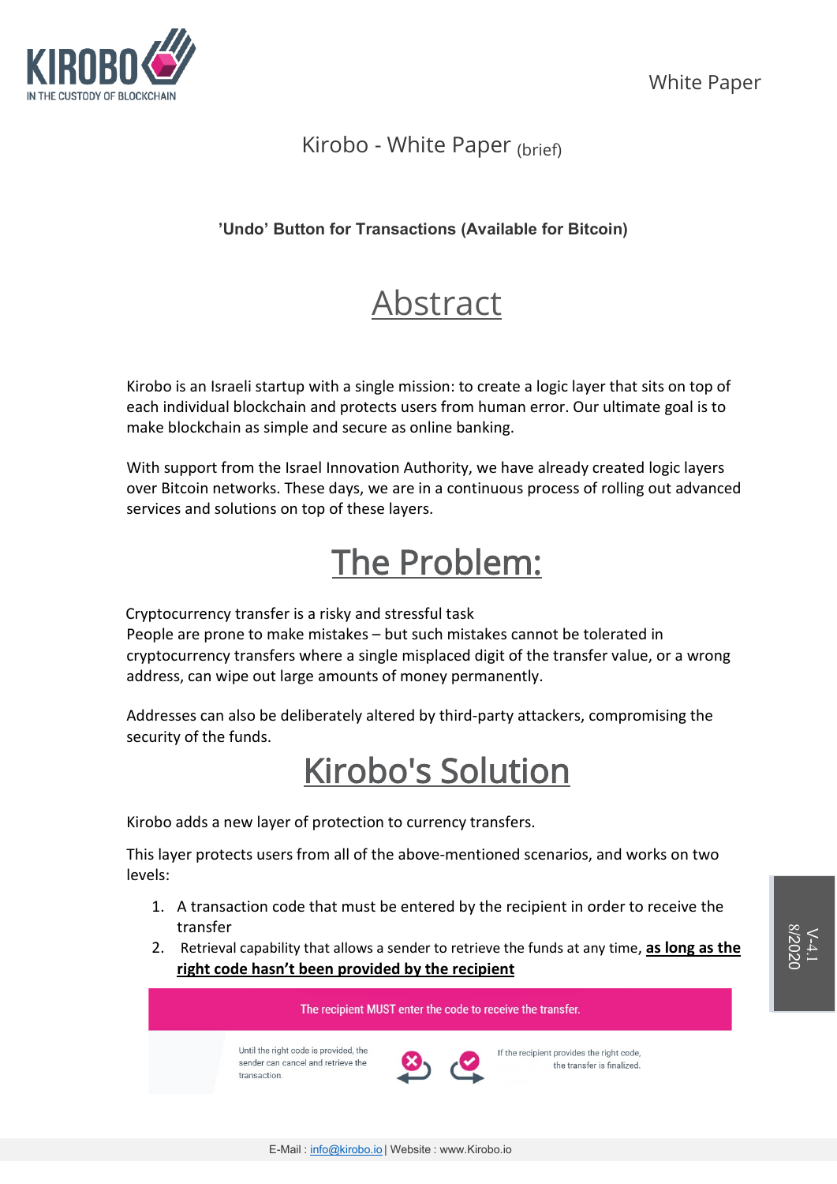# Kirobo - White Paper (brief)

**'Undo' Button for Transactions (Available for Bitcoin)**

## Abstract

Kirobo is an Israeli startup with a single mission: to create a logic layer that sits on top of each individual blockchain and protects users from human error. Our ultimate goal is to make blockchain as simple and secure as online banking.

With support from the Israel Innovation Authority, we have already created logic layers over Bitcoin networks. These days, we are in a continuous process of rolling out advanced services and solutions on top of these layers.

## The Problem:

Cryptocurrency transfer is a risky and stressful task
People are prone to make mistakes – but such mistakes cannot be tolerated in cryptocurrency transfers where a single misplaced digit of the transfer value, or a wrong address, can wipe out large amounts of money permanently.

Addresses can also be deliberately altered by third-party attackers, compromising the security of the funds.

## Kirobo's Solution

Kirobo adds a new layer of protection to currency transfers.

This layer protects users from all of the above-mentioned scenarios, and works on two levels:

1. A transaction code that must be entered by the recipient in order to receive the transfer
2. Retrieval capability that allows a sender to retrieve the funds at any time, **as long as the right code hasn't been provided by the recipient**

The recipient MUST enter the code to receive the transfer.

Until the right code is provided, the sender can cancel and retrieve the transaction.

If the recipient provides the right code, the transfer is finalized.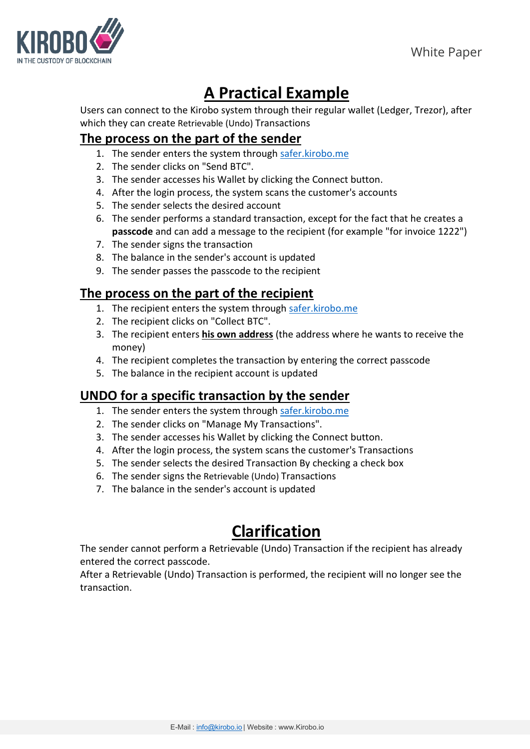# A Practical Example

Users can connect to the Kirobo system through their regular wallet (Ledger, Trezor), after which they can create Retrievable (Undo) Transactions

## The process on the part of the sender

1. The sender enters the system through [safer.kirobo.me](safer.kirobo.me)
2. The sender clicks on "Send BTC".
3. The sender accesses his Wallet by clicking the Connect button.
4. After the login process, the system scans the customer's accounts
5. The sender selects the desired account
6. The sender performs a standard transaction, except for the fact that he creates a **passcode** and can add a message to the recipient (for example "for invoice 1222")
7. The sender signs the transaction
8. The balance in the sender's account is updated
9. The sender passes the passcode to the recipient

## The process on the part of the recipient

1. The recipient enters the system through [safer.kirobo.me](safer.kirobo.me)
2. The recipient clicks on "Collect BTC".
3. The recipient enters **his own address** (the address where he wants to receive the money)
4. The recipient completes the transaction by entering the correct passcode
5. The balance in the recipient account is updated

## UNDO for a specific transaction by the sender

1. The sender enters the system through [safer.kirobo.me](safer.kirobo.me)
2. The sender clicks on "Manage My Transactions".
3. The sender accesses his Wallet by clicking the Connect button.
4. After the login process, the system scans the customer's Transactions
5. The sender selects the desired Transaction By checking a check box
6. The sender signs the Retrievable (Undo) Transactions
7. The balance in the sender's account is updated

# Clarification

The sender cannot perform a Retrievable (Undo) Transaction if the recipient has already entered the correct passcode.
After a Retrievable (Undo) Transaction is performed, the recipient will no longer see the transaction.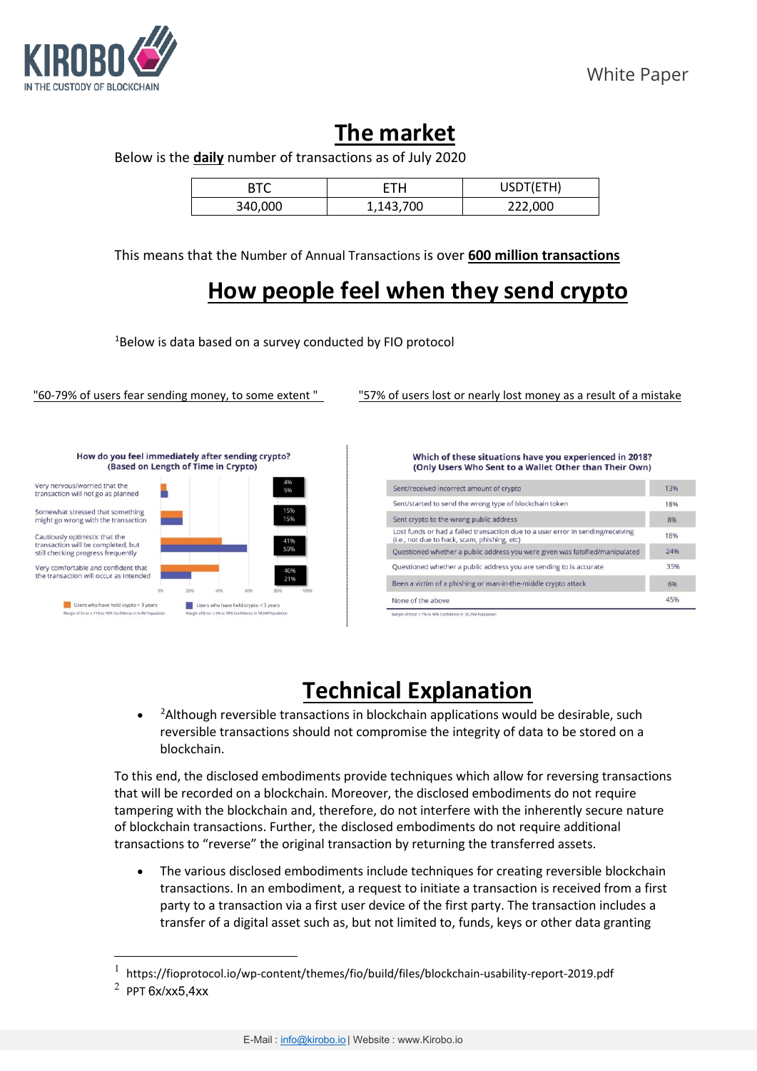# The market

Below is the **daily** number of transactions as of July 2020

| BTC | ETH | USDT(ETH) |
|---|---|---|
| 340,000 | 1,143,700 | 222,000 |

This means that the Number of Annual Transactions is over **600 million transactions**

# How people feel when they send crypto

[1]Below is data based on a survey conducted by FIO protocol

"60-79% of users fear sending money, to some extent "

**How do you feel immediately after sending crypto? (Based on Length of Time in Crypto)**

| | Users who have held crypto > 3 years | Users who have held crypto < 3 years |
|---|---|---|
| Very nervous/worried that the transaction will not go as planned | 4% | 5% |
| Somewhat stressed that something might go wrong with the transaction | 15% | 15% |
| Cautiously optimistic that the transaction will be completed, but still checking progress frequently | 41% | 59% |
| Very comfortable and confident that the transaction will occur as intended | 40% | 21% |

Margin of Error ± 11% to 90% Confidence in 6.4M Population; Margin of Error ± 6% to 90% Confidence in 18.6M Population

"57% of users lost or nearly lost money as a result of a mistake

**Which of these situations have you experienced in 2018? (Only Users Who Sent to a Wallet Other than Their Own)**

| Situation | % |
|---|---|
| Sent/received incorrect amount of crypto | 13% |
| Sent/started to send the wrong type of blockchain token | 18% |
| Sent crypto to the wrong public address | 8% |
| Lost funds or had a failed transaction due to a user error in sending/receiving (i.e., not due to hack, scam, phishing, etc) | 18% |
| Questioned whether a public address you were given was falsified/manipulated | 24% |
| Questioned whether a public address you are sending to is accurate | 35% |
| Been a victim of a phishing or man-in-the-middle crypto attack | 6% |
| None of the above | 45% |

Margin of Error ± 7% to 90% Confidence in 18.25M Population

# Technical Explanation

- [2]Although reversible transactions in blockchain applications would be desirable, such reversible transactions should not compromise the integrity of data to be stored on a blockchain.

To this end, the disclosed embodiments provide techniques which allow for reversing transactions that will be recorded on a blockchain. Moreover, the disclosed embodiments do not require tampering with the blockchain and, therefore, do not interfere with the inherently secure nature of blockchain transactions. Further, the disclosed embodiments do not require additional transactions to "reverse" the original transaction by returning the transferred assets.

- The various disclosed embodiments include techniques for creating reversible blockchain transactions. In an embodiment, a request to initiate a transaction is received from a first party to a transaction via a first user device of the first party. The transaction includes a transfer of a digital asset such as, but not limited to, funds, keys or other data granting

---

[1] https://fioprotocol.io/wp-content/themes/fio/build/files/blockchain-usability-report-2019.pdf

[2] PPT 6x/xx5,4xx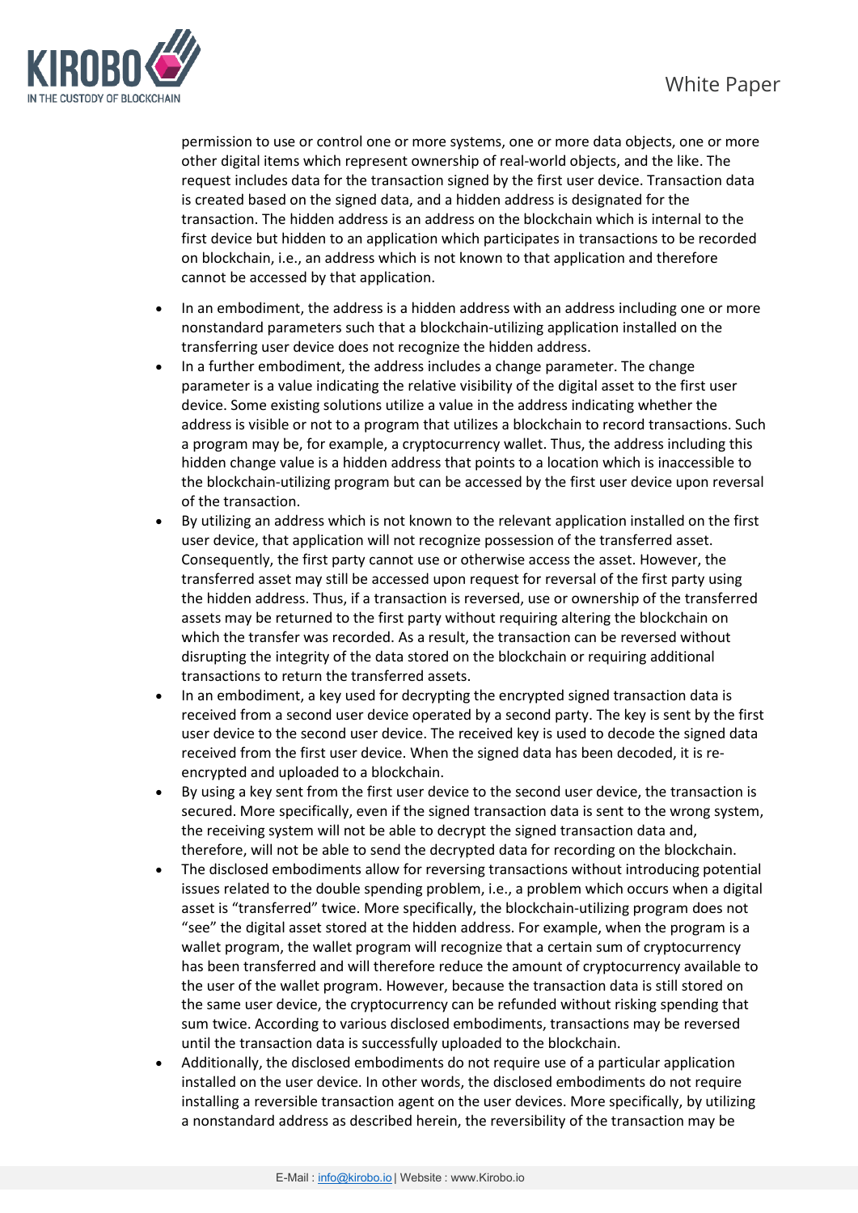permission to use or control one or more systems, one or more data objects, one or more other digital items which represent ownership of real-world objects, and the like. The request includes data for the transaction signed by the first user device. Transaction data is created based on the signed data, and a hidden address is designated for the transaction. The hidden address is an address on the blockchain which is internal to the first device but hidden to an application which participates in transactions to be recorded on blockchain, i.e., an address which is not known to that application and therefore cannot be accessed by that application.

- In an embodiment, the address is a hidden address with an address including one or more nonstandard parameters such that a blockchain-utilizing application installed on the transferring user device does not recognize the hidden address.
- In a further embodiment, the address includes a change parameter. The change parameter is a value indicating the relative visibility of the digital asset to the first user device. Some existing solutions utilize a value in the address indicating whether the address is visible or not to a program that utilizes a blockchain to record transactions. Such a program may be, for example, a cryptocurrency wallet. Thus, the address including this hidden change value is a hidden address that points to a location which is inaccessible to the blockchain-utilizing program but can be accessed by the first user device upon reversal of the transaction.
- By utilizing an address which is not known to the relevant application installed on the first user device, that application will not recognize possession of the transferred asset. Consequently, the first party cannot use or otherwise access the asset. However, the transferred asset may still be accessed upon request for reversal of the first party using the hidden address. Thus, if a transaction is reversed, use or ownership of the transferred assets may be returned to the first party without requiring altering the blockchain on which the transfer was recorded. As a result, the transaction can be reversed without disrupting the integrity of the data stored on the blockchain or requiring additional transactions to return the transferred assets.
- In an embodiment, a key used for decrypting the encrypted signed transaction data is received from a second user device operated by a second party. The key is sent by the first user device to the second user device. The received key is used to decode the signed data received from the first user device. When the signed data has been decoded, it is re-encrypted and uploaded to a blockchain.
- By using a key sent from the first user device to the second user device, the transaction is secured. More specifically, even if the signed transaction data is sent to the wrong system, the receiving system will not be able to decrypt the signed transaction data and, therefore, will not be able to send the decrypted data for recording on the blockchain.
- The disclosed embodiments allow for reversing transactions without introducing potential issues related to the double spending problem, i.e., a problem which occurs when a digital asset is "transferred" twice. More specifically, the blockchain-utilizing program does not "see" the digital asset stored at the hidden address. For example, when the program is a wallet program, the wallet program will recognize that a certain sum of cryptocurrency has been transferred and will therefore reduce the amount of cryptocurrency available to the user of the wallet program. However, because the transaction data is still stored on the same user device, the cryptocurrency can be refunded without risking spending that sum twice. According to various disclosed embodiments, transactions may be reversed until the transaction data is successfully uploaded to the blockchain.
- Additionally, the disclosed embodiments do not require use of a particular application installed on the user device. In other words, the disclosed embodiments do not require installing a reversible transaction agent on the user devices. More specifically, by utilizing a nonstandard address as described herein, the reversibility of the transaction may be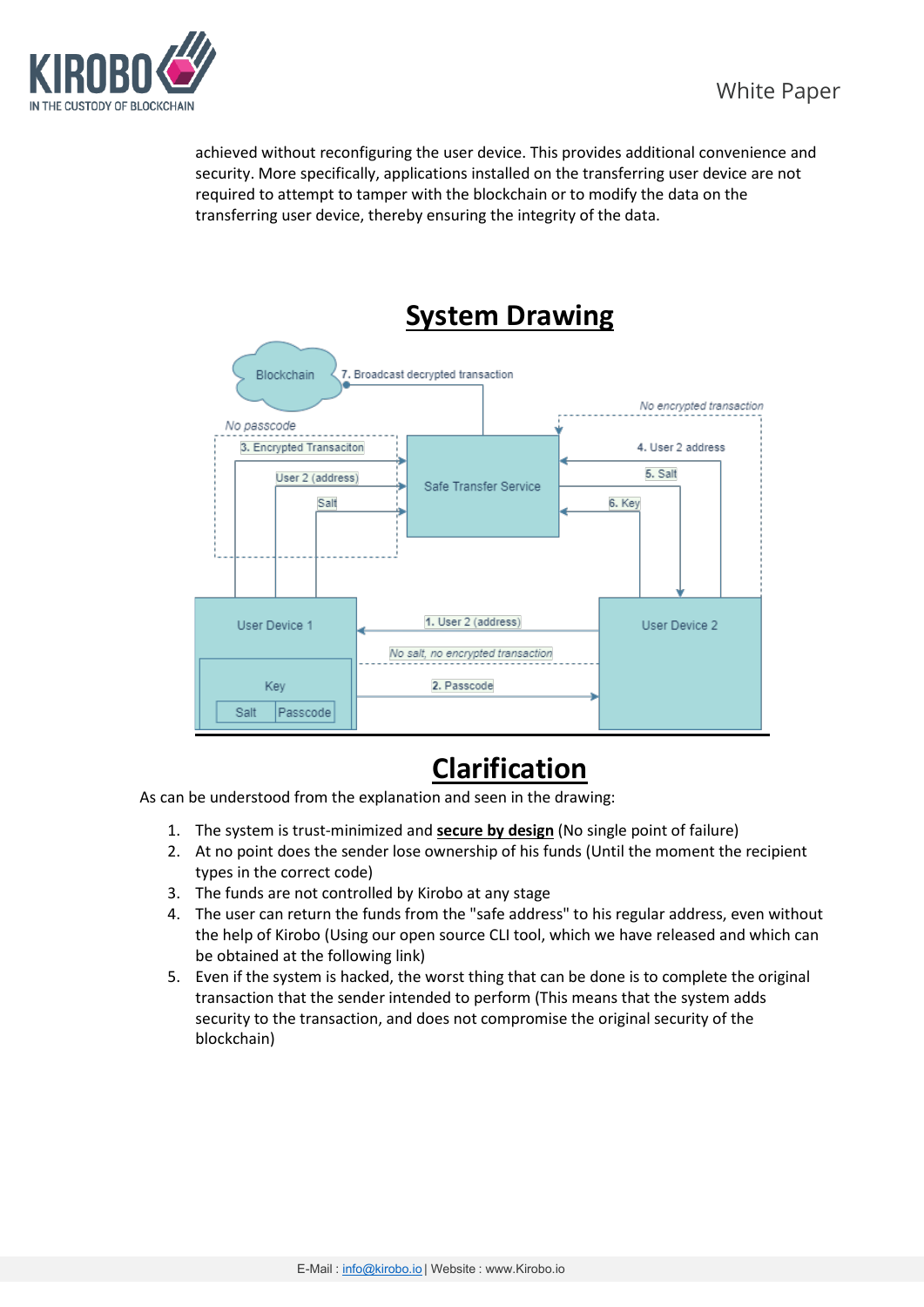achieved without reconfiguring the user device. This provides additional convenience and security. More specifically, applications installed on the transferring user device are not required to attempt to tamper with the blockchain or to modify the data on the transferring user device, thereby ensuring the integrity of the data.

# System Drawing

Blockchain

7. Broadcast decrypted transaction

No encrypted transaction

No passcode

3. Encrypted Transaciton

4. User 2 address

User 2 (address)

Safe Transfer Service

5. Salt

Salt

6. Key

User Device 1

User Device 2

1. User 2 (address)

No salt, no encrypted transaction

Key

2. Passcode

Salt | Passcode

# Clarification

As can be understood from the explanation and seen in the drawing:

1. The system is trust-minimized and **secure by design** (No single point of failure)
2. At no point does the sender lose ownership of his funds (Until the moment the recipient types in the correct code)
3. The funds are not controlled by Kirobo at any stage
4. The user can return the funds from the "safe address" to his regular address, even without the help of Kirobo (Using our open source CLI tool, which we have released and which can be obtained at the following link)
5. Even if the system is hacked, the worst thing that can be done is to complete the original transaction that the sender intended to perform (This means that the system adds security to the transaction, and does not compromise the original security of the blockchain)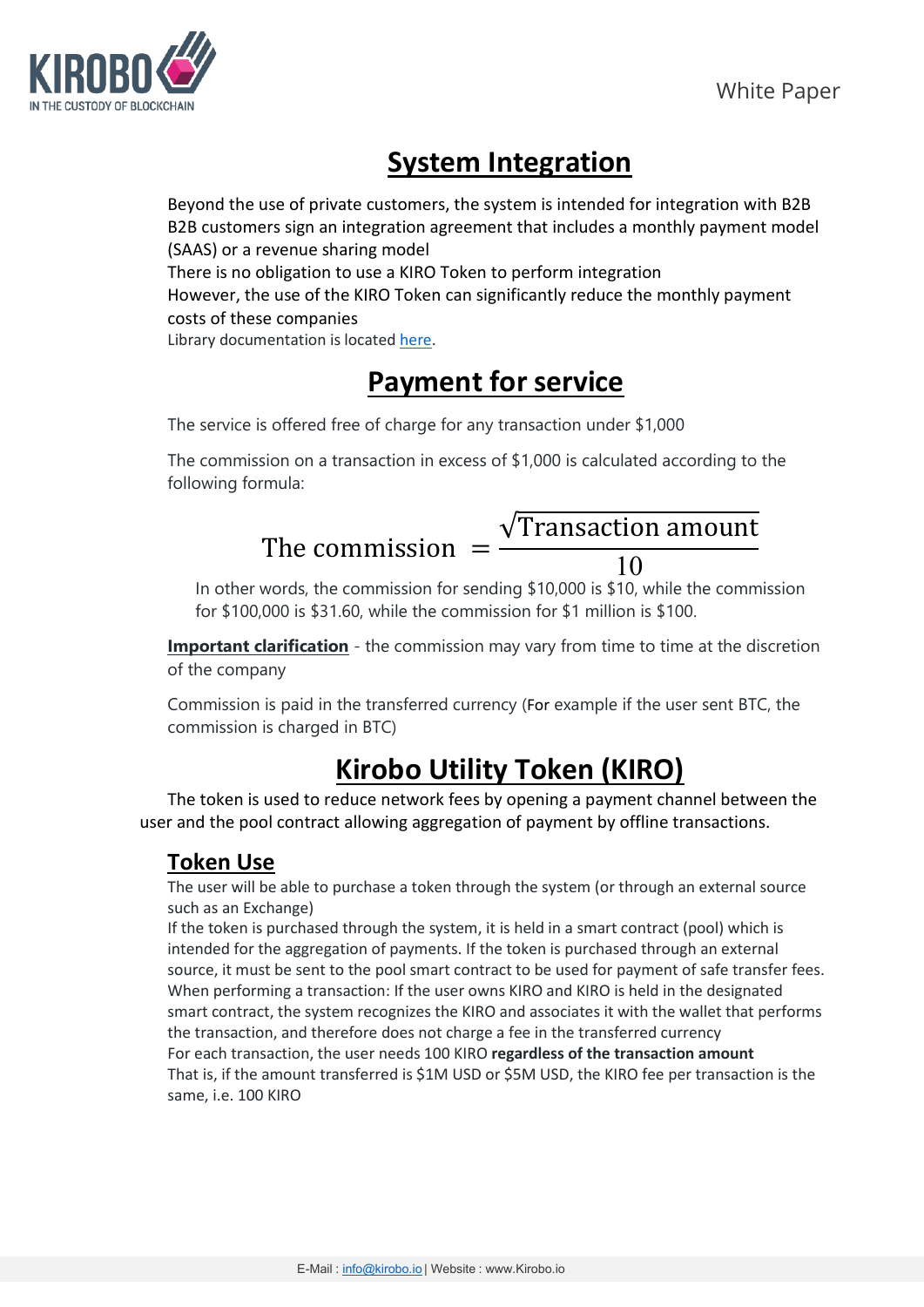## System Integration

Beyond the use of private customers, the system is intended for integration with B2B
B2B customers sign an integration agreement that includes a monthly payment model (SAAS) or a revenue sharing model
There is no obligation to use a KIRO Token to perform integration
However, the use of the KIRO Token can significantly reduce the monthly payment costs of these companies
Library documentation is located here.

## Payment for service

The service is offered free of charge for any transaction under $1,000

The commission on a transaction in excess of $1,000 is calculated according to the following formula:

$$\text{The commission} = \frac{\sqrt{\text{Transaction amount}}}{10}$$

In other words, the commission for sending $10,000 is $10, while the commission for $100,000 is $31.60, while the commission for $1 million is $100.

**Important clarification** - the commission may vary from time to time at the discretion of the company

Commission is paid in the transferred currency (For example if the user sent BTC, the commission is charged in BTC)

## Kirobo Utility Token (KIRO)

The token is used to reduce network fees by opening a payment channel between the user and the pool contract allowing aggregation of payment by offline transactions.

### Token Use

The user will be able to purchase a token through the system (or through an external source such as an Exchange)
If the token is purchased through the system, it is held in a smart contract (pool) which is intended for the aggregation of payments. If the token is purchased through an external source, it must be sent to the pool smart contract to be used for payment of safe transfer fees.
When performing a transaction: If the user owns KIRO and KIRO is held in the designated smart contract, the system recognizes the KIRO and associates it with the wallet that performs the transaction, and therefore does not charge a fee in the transferred currency
For each transaction, the user needs 100 KIRO **regardless of the transaction amount**
That is, if the amount transferred is $1M USD or $5M USD, the KIRO fee per transaction is the same, i.e. 100 KIRO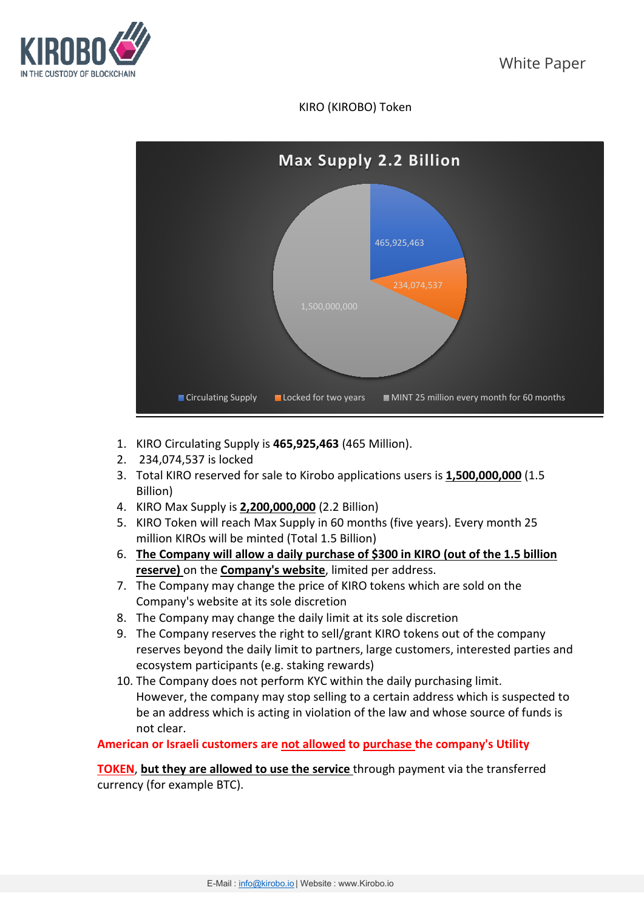KIRO (KIROBO) Token

1. KIRO Circulating Supply is **465,925,463** (465 Million).
2. 234,074,537 is locked
3. Total KIRO reserved for sale to Kirobo applications users is **1,500,000,000** (1.5 Billion)
4. KIRO Max Supply is **2,200,000,000** (2.2 Billion)
5. KIRO Token will reach Max Supply in 60 months (five years). Every month 25 million KIROs will be minted (Total 1.5 Billion)
6. **The Company will allow a daily purchase of $300 in KIRO (out of the 1.5 billion reserve)** on the **Company's website**, limited per address.
7. The Company may change the price of KIRO tokens which are sold on the Company's website at its sole discretion
8. The Company may change the daily limit at its sole discretion
9. The Company reserves the right to sell/grant KIRO tokens out of the company reserves beyond the daily limit to partners, large customers, interested parties and ecosystem participants (e.g. staking rewards)
10. The Company does not perform KYC within the daily purchasing limit. However, the company may stop selling to a certain address which is suspected to be an address which is acting in violation of the law and whose source of funds is not clear.

**American or Israeli customers are not allowed to purchase the company's Utility TOKEN**, **but they are allowed to use the service** through payment via the transferred currency (for example BTC).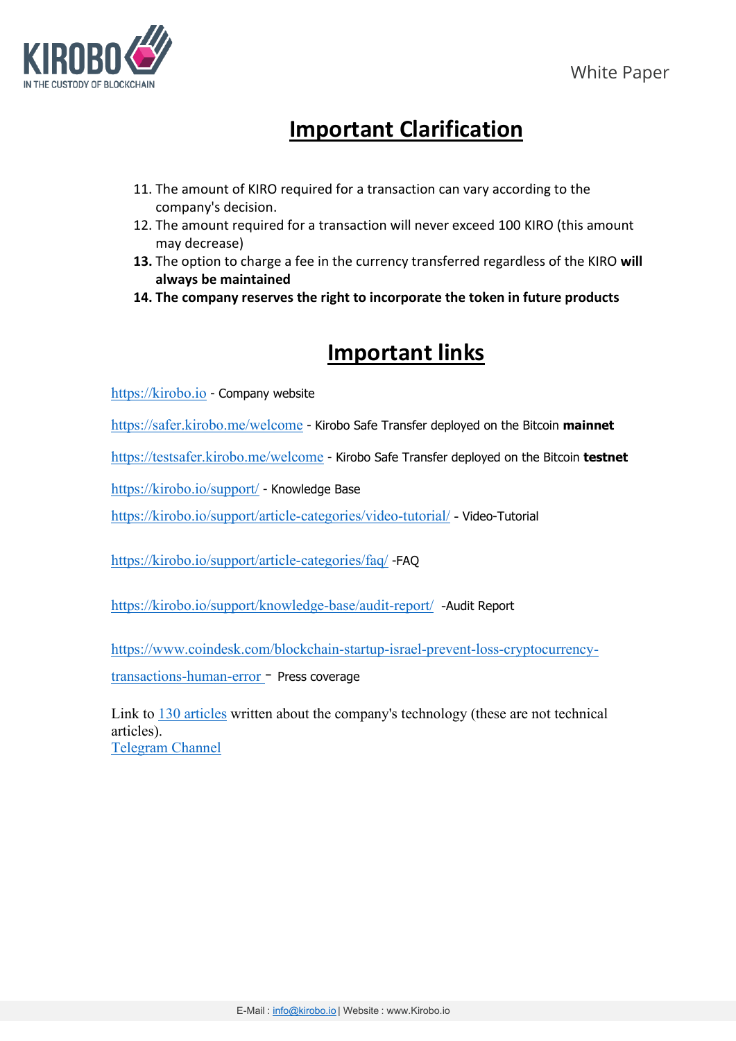## Important Clarification

11. The amount of KIRO required for a transaction can vary according to the company's decision.
12. The amount required for a transaction will never exceed 100 KIRO (this amount may decrease)
13. The option to charge a fee in the currency transferred regardless of the KIRO **will always be maintained**
14. **The company reserves the right to incorporate the token in future products**

## Important links

https://kirobo.io - Company website

https://safer.kirobo.me/welcome - Kirobo Safe Transfer deployed on the Bitcoin **mainnet**

https://testsafer.kirobo.me/welcome - Kirobo Safe Transfer deployed on the Bitcoin **testnet**

https://kirobo.io/support/ - Knowledge Base

https://kirobo.io/support/article-categories/video-tutorial/ - Video-Tutorial

https://kirobo.io/support/article-categories/faq/ -FAQ

https://kirobo.io/support/knowledge-base/audit-report/ -Audit Report

https://www.coindesk.com/blockchain-startup-israel-prevent-loss-cryptocurrency-transactions-human-error - Press coverage

Link to 130 articles written about the company's technology (these are not technical articles).
Telegram Channel

E-Mail : info@kirobo.io | Website : www.Kirobo.io